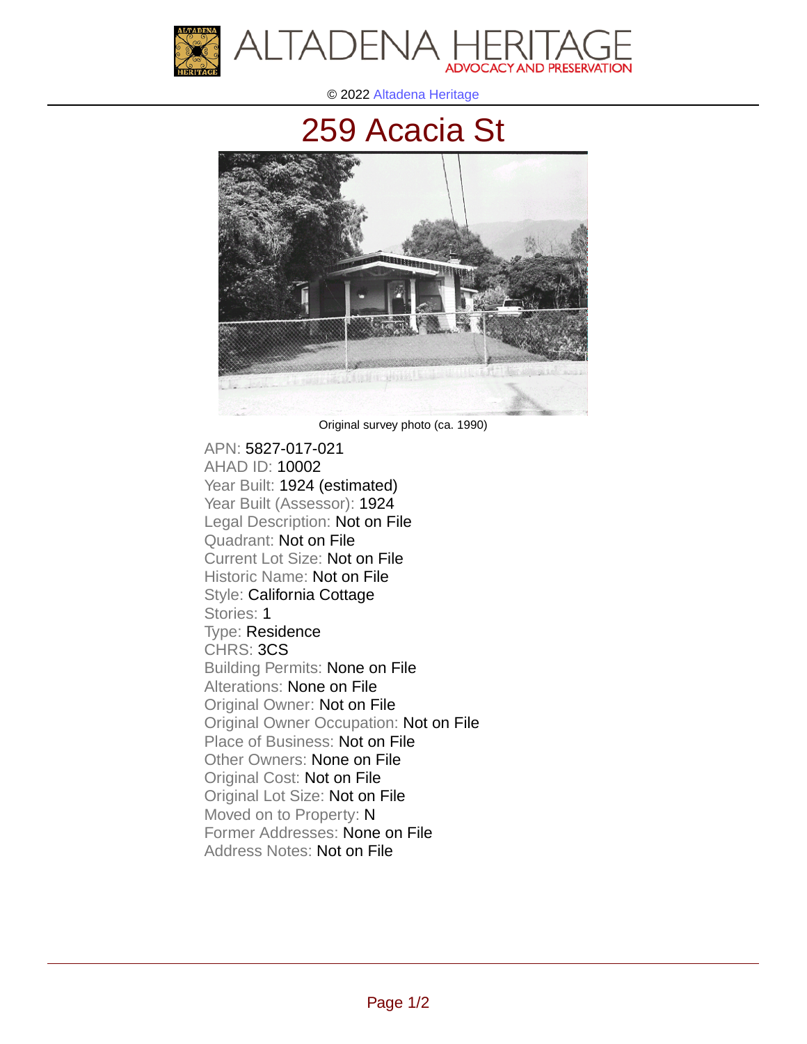© 2022 Altadena Heritage

# 259 Acacia St

Original survey photo (ca. 1990)

APN: 5827-017-021
AHAD ID: 10002
Year Built: 1924 (estimated)
Year Built (Assessor): 1924
Legal Description: Not on File
Quadrant: Not on File
Current Lot Size: Not on File
Historic Name: Not on File
Style: California Cottage
Stories: 1
Type: Residence
CHRS: 3CS
Building Permits: None on File
Alterations: None on File
Original Owner: Not on File
Original Owner Occupation: Not on File
Place of Business: Not on File
Other Owners: None on File
Original Cost: Not on File
Original Lot Size: Not on File
Moved on to Property: N
Former Addresses: None on File
Address Notes: Not on File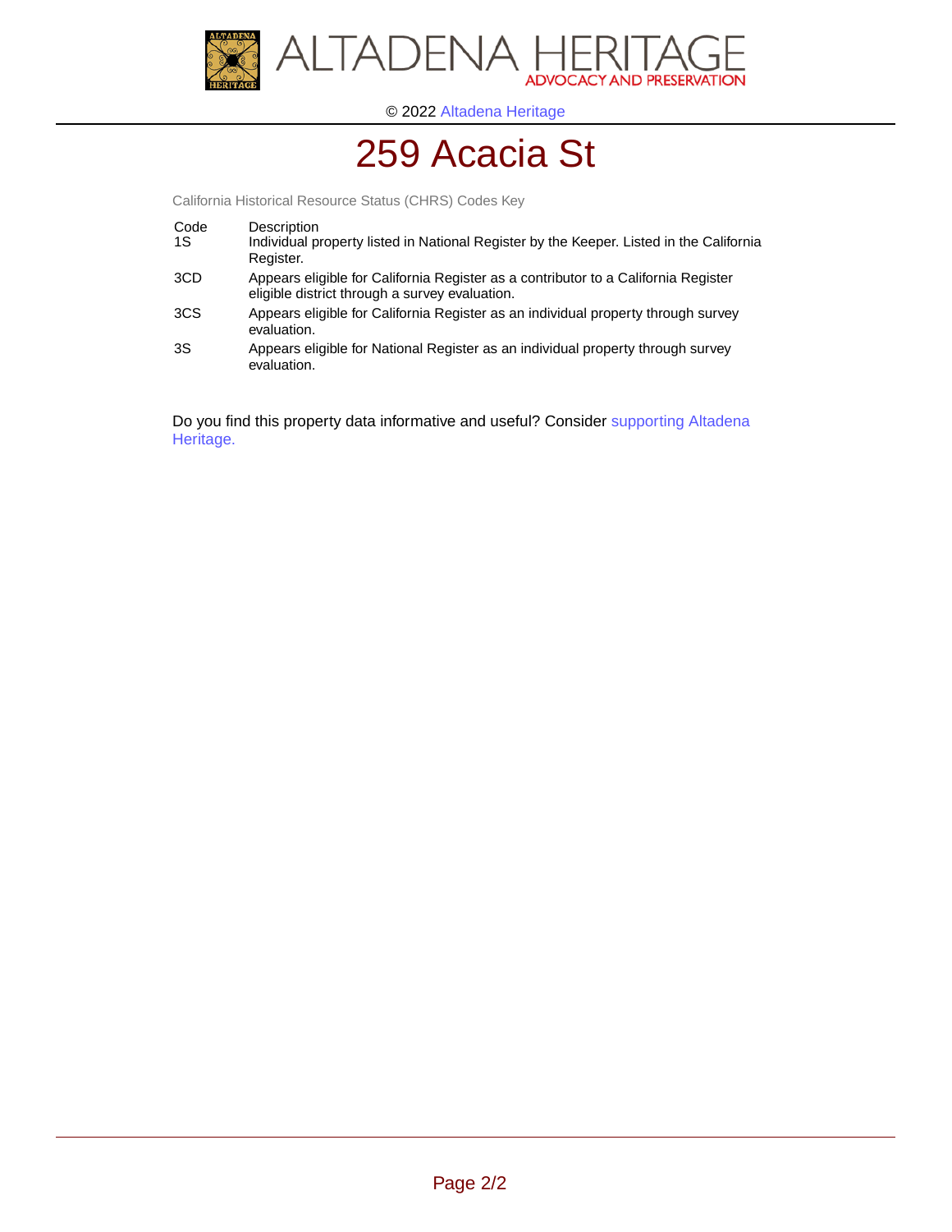# 259 Acacia St

California Historical Resource Status (CHRS) Codes Key

| Code | Description |
| --- | --- |
| 1S | Individual property listed in National Register by the Keeper. Listed in the California Register. |
| 3CD | Appears eligible for California Register as a contributor to a California Register eligible district through a survey evaluation. |
| 3CS | Appears eligible for California Register as an individual property through survey evaluation. |
| 3S | Appears eligible for National Register as an individual property through survey evaluation. |

Do you find this property data informative and useful? Consider supporting Altadena Heritage.